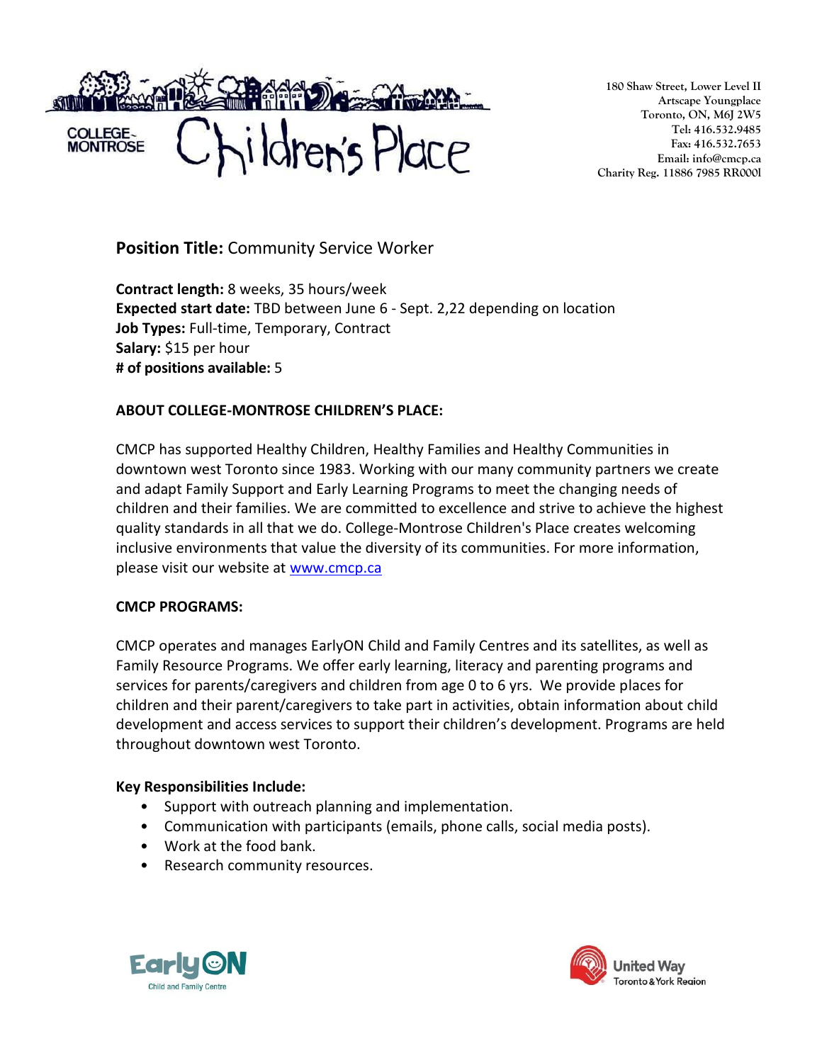COLLEGE-MONTROSE Children's Place

180 Shaw Street, Lower Level II
Artscape Youngplace
Toronto, ON, M6J 2W5
Tel: 416.532.9485
Fax: 416.532.7653
Email: info@cmcp.ca
Charity Reg. 11886 7985 RR0001

**Position Title:** Community Service Worker

**Contract length:** 8 weeks, 35 hours/week
**Expected start date:** TBD between June 6 - Sept. 2,22 depending on location
**Job Types:** Full-time, Temporary, Contract
**Salary:** $15 per hour
**# of positions available:** 5

**ABOUT COLLEGE-MONTROSE CHILDREN'S PLACE:**

CMCP has supported Healthy Children, Healthy Families and Healthy Communities in downtown west Toronto since 1983. Working with our many community partners we create and adapt Family Support and Early Learning Programs to meet the changing needs of children and their families. We are committed to excellence and strive to achieve the highest quality standards in all that we do. College-Montrose Children's Place creates welcoming inclusive environments that value the diversity of its communities. For more information, please visit our website at www.cmcp.ca

**CMCP PROGRAMS:**

CMCP operates and manages EarlyON Child and Family Centres and its satellites, as well as Family Resource Programs. We offer early learning, literacy and parenting programs and services for parents/caregivers and children from age 0 to 6 yrs. We provide places for children and their parent/caregivers to take part in activities, obtain information about child development and access services to support their children's development. Programs are held throughout downtown west Toronto.

**Key Responsibilities Include:**

- Support with outreach planning and implementation.
- Communication with participants (emails, phone calls, social media posts).
- Work at the food bank.
- Research community resources.

EarlyON Child and Family Centre

United Way Toronto & York Region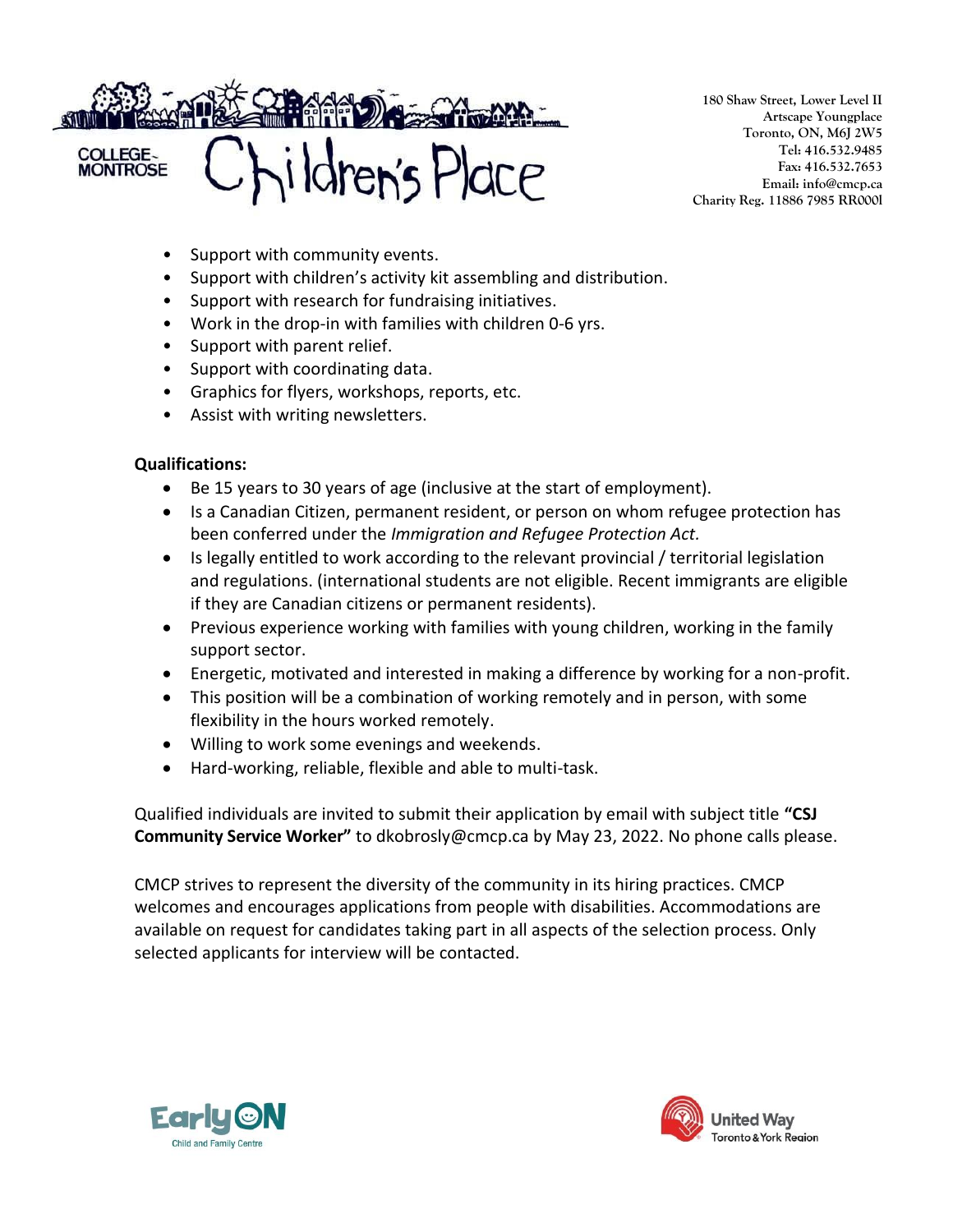COLLEGE-MONTROSE Children's Place

180 Shaw Street, Lower Level II
Artscape Youngplace
Toronto, ON, M6J 2W5
Tel: 416.532.9485
Fax: 416.532.7653
Email: info@cmcp.ca
Charity Reg. 11886 7985 RR0001

- Support with community events.
- Support with children's activity kit assembling and distribution.
- Support with research for fundraising initiatives.
- Work in the drop-in with families with children 0-6 yrs.
- Support with parent relief.
- Support with coordinating data.
- Graphics for flyers, workshops, reports, etc.
- Assist with writing newsletters.

**Qualifications:**

- Be 15 years to 30 years of age (inclusive at the start of employment).
- Is a Canadian Citizen, permanent resident, or person on whom refugee protection has been conferred under the *Immigration and Refugee Protection Act.*
- Is legally entitled to work according to the relevant provincial / territorial legislation and regulations. (international students are not eligible. Recent immigrants are eligible if they are Canadian citizens or permanent residents).
- Previous experience working with families with young children, working in the family support sector.
- Energetic, motivated and interested in making a difference by working for a non-profit.
- This position will be a combination of working remotely and in person, with some flexibility in the hours worked remotely.
- Willing to work some evenings and weekends.
- Hard-working, reliable, flexible and able to multi-task.

Qualified individuals are invited to submit their application by email with subject title **"CSJ Community Service Worker"** to dkobrosly@cmcp.ca by May 23, 2022. No phone calls please.

CMCP strives to represent the diversity of the community in its hiring practices. CMCP welcomes and encourages applications from people with disabilities. Accommodations are available on request for candidates taking part in all aspects of the selection process. Only selected applicants for interview will be contacted.

EarlyON Child and Family Centre

United Way Toronto & York Region